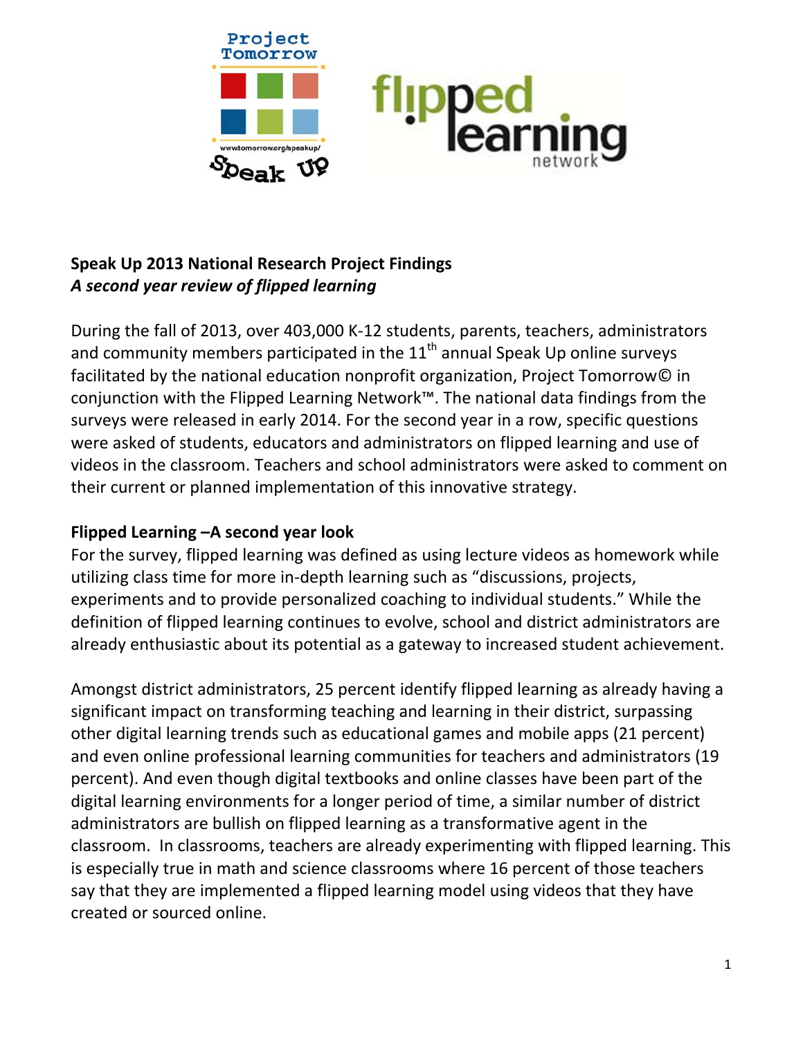**Speak Up 2013 National Research Project Findings**
***A second year review of flipped learning***

During the fall of 2013, over 403,000 K-12 students, parents, teachers, administrators and community members participated in the 11th annual Speak Up online surveys facilitated by the national education nonprofit organization, Project Tomorrow© in conjunction with the Flipped Learning Network™. The national data findings from the surveys were released in early 2014. For the second year in a row, specific questions were asked of students, educators and administrators on flipped learning and use of videos in the classroom. Teachers and school administrators were asked to comment on their current or planned implementation of this innovative strategy.

## Flipped Learning –A second year look

For the survey, flipped learning was defined as using lecture videos as homework while utilizing class time for more in-depth learning such as "discussions, projects, experiments and to provide personalized coaching to individual students." While the definition of flipped learning continues to evolve, school and district administrators are already enthusiastic about its potential as a gateway to increased student achievement.

Amongst district administrators, 25 percent identify flipped learning as already having a significant impact on transforming teaching and learning in their district, surpassing other digital learning trends such as educational games and mobile apps (21 percent) and even online professional learning communities for teachers and administrators (19 percent). And even though digital textbooks and online classes have been part of the digital learning environments for a longer period of time, a similar number of district administrators are bullish on flipped learning as a transformative agent in the classroom. In classrooms, teachers are already experimenting with flipped learning. This is especially true in math and science classrooms where 16 percent of those teachers say that they are implemented a flipped learning model using videos that they have created or sourced online.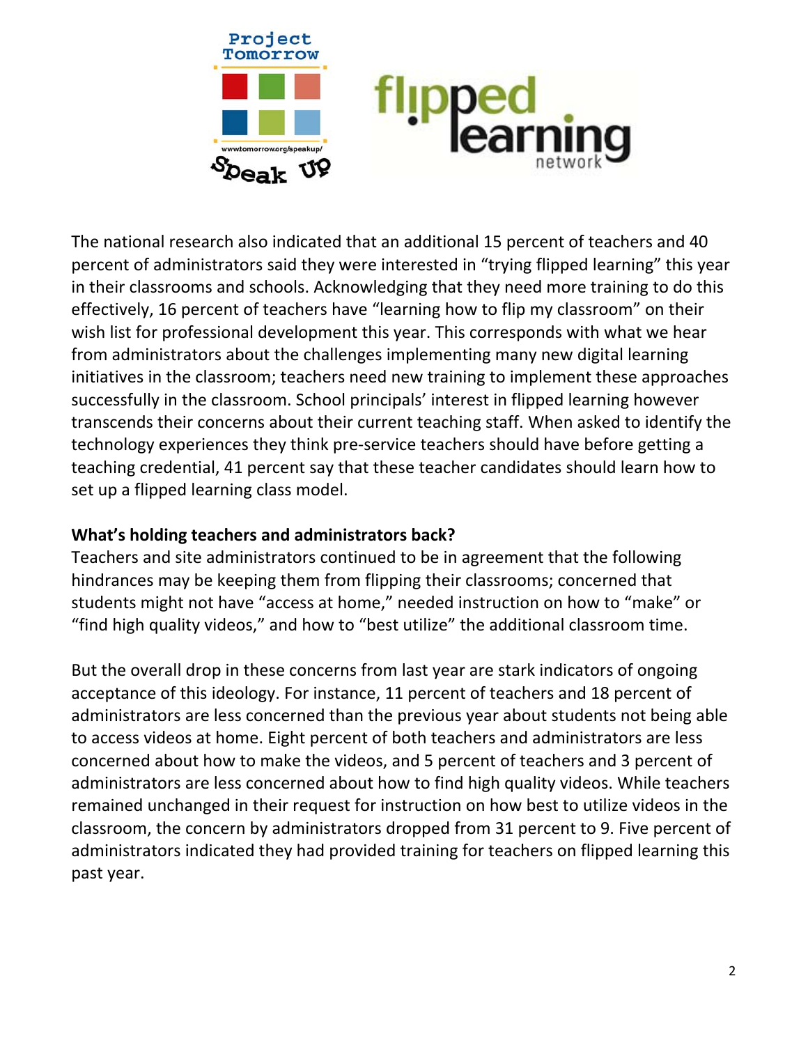The national research also indicated that an additional 15 percent of teachers and 40 percent of administrators said they were interested in "trying flipped learning" this year in their classrooms and schools. Acknowledging that they need more training to do this effectively, 16 percent of teachers have "learning how to flip my classroom" on their wish list for professional development this year. This corresponds with what we hear from administrators about the challenges implementing many new digital learning initiatives in the classroom; teachers need new training to implement these approaches successfully in the classroom. School principals' interest in flipped learning however transcends their concerns about their current teaching staff. When asked to identify the technology experiences they think pre-service teachers should have before getting a teaching credential, 41 percent say that these teacher candidates should learn how to set up a flipped learning class model.

**What's holding teachers and administrators back?**

Teachers and site administrators continued to be in agreement that the following hindrances may be keeping them from flipping their classrooms; concerned that students might not have "access at home," needed instruction on how to "make" or "find high quality videos," and how to "best utilize" the additional classroom time.

But the overall drop in these concerns from last year are stark indicators of ongoing acceptance of this ideology. For instance, 11 percent of teachers and 18 percent of administrators are less concerned than the previous year about students not being able to access videos at home. Eight percent of both teachers and administrators are less concerned about how to make the videos, and 5 percent of teachers and 3 percent of administrators are less concerned about how to find high quality videos. While teachers remained unchanged in their request for instruction on how best to utilize videos in the classroom, the concern by administrators dropped from 31 percent to 9. Five percent of administrators indicated they had provided training for teachers on flipped learning this past year.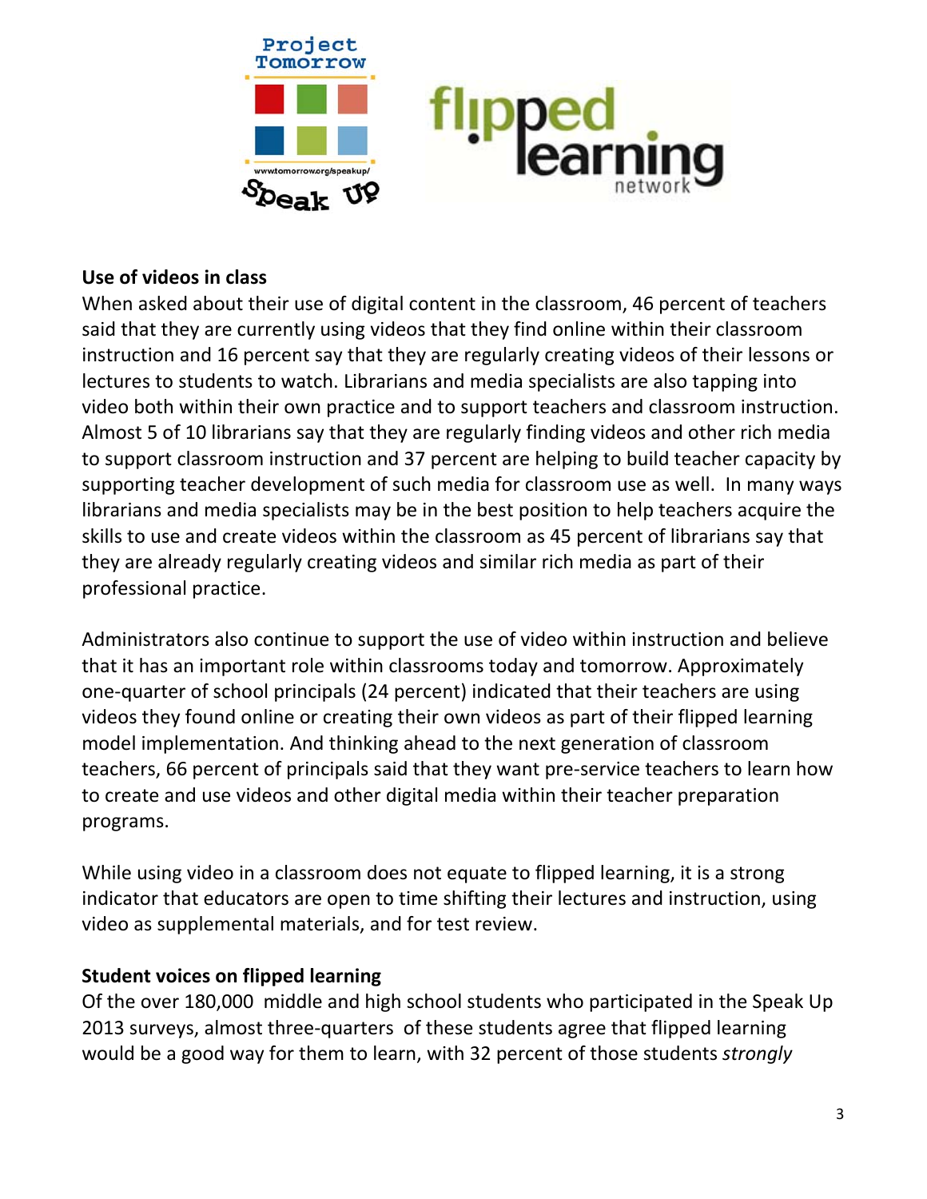### Use of videos in class

When asked about their use of digital content in the classroom, 46 percent of teachers said that they are currently using videos that they find online within their classroom instruction and 16 percent say that they are regularly creating videos of their lessons or lectures to students to watch. Librarians and media specialists are also tapping into video both within their own practice and to support teachers and classroom instruction. Almost 5 of 10 librarians say that they are regularly finding videos and other rich media to support classroom instruction and 37 percent are helping to build teacher capacity by supporting teacher development of such media for classroom use as well. In many ways librarians and media specialists may be in the best position to help teachers acquire the skills to use and create videos within the classroom as 45 percent of librarians say that they are already regularly creating videos and similar rich media as part of their professional practice.

Administrators also continue to support the use of video within instruction and believe that it has an important role within classrooms today and tomorrow. Approximately one-quarter of school principals (24 percent) indicated that their teachers are using videos they found online or creating their own videos as part of their flipped learning model implementation. And thinking ahead to the next generation of classroom teachers, 66 percent of principals said that they want pre-service teachers to learn how to create and use videos and other digital media within their teacher preparation programs.

While using video in a classroom does not equate to flipped learning, it is a strong indicator that educators are open to time shifting their lectures and instruction, using video as supplemental materials, and for test review.

### Student voices on flipped learning

Of the over 180,000 middle and high school students who participated in the Speak Up 2013 surveys, almost three-quarters of these students agree that flipped learning would be a good way for them to learn, with 32 percent of those students *strongly*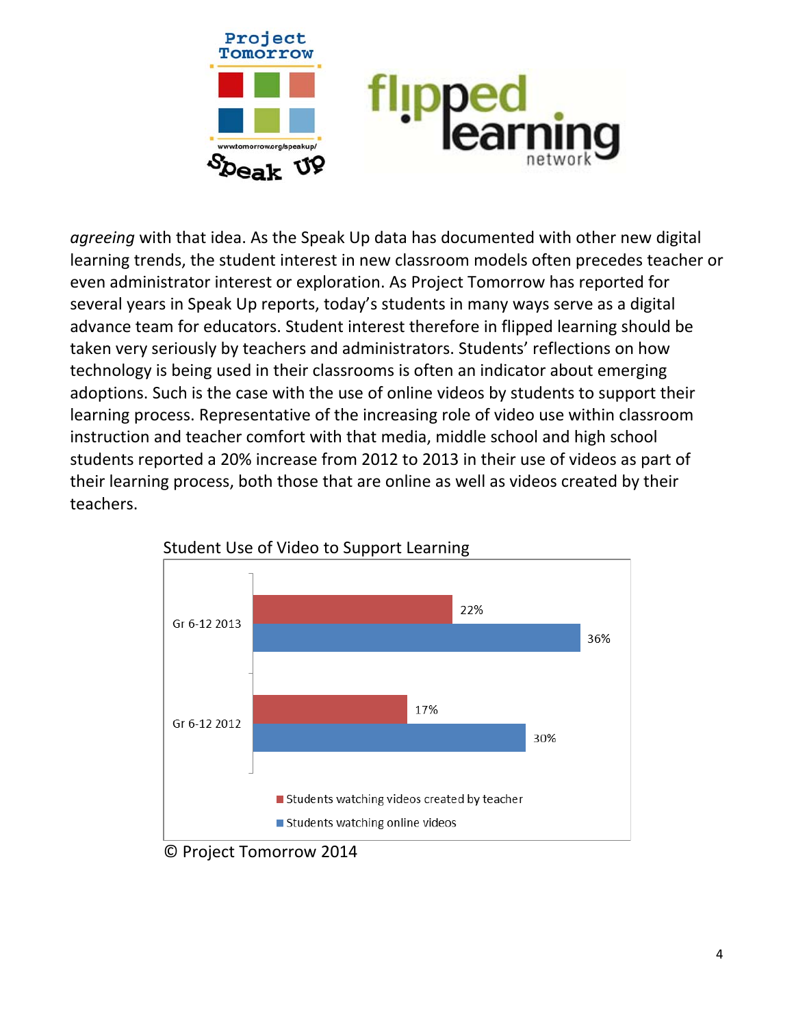*agreeing* with that idea. As the Speak Up data has documented with other new digital learning trends, the student interest in new classroom models often precedes teacher or even administrator interest or exploration. As Project Tomorrow has reported for several years in Speak Up reports, today's students in many ways serve as a digital advance team for educators. Student interest therefore in flipped learning should be taken very seriously by teachers and administrators. Students' reflections on how technology is being used in their classrooms is often an indicator about emerging adoptions. Such is the case with the use of online videos by students to support their learning process. Representative of the increasing role of video use within classroom instruction and teacher comfort with that media, middle school and high school students reported a 20% increase from 2012 to 2013 in their use of videos as part of their learning process, both those that are online as well as videos created by their teachers.

Student Use of Video to Support Learning

| | Students watching videos created by teacher | Students watching online videos |
|---|---|---|
| Gr 6-12 2013 | 22% | 36% |
| Gr 6-12 2012 | 17% | 30% |

© Project Tomorrow 2014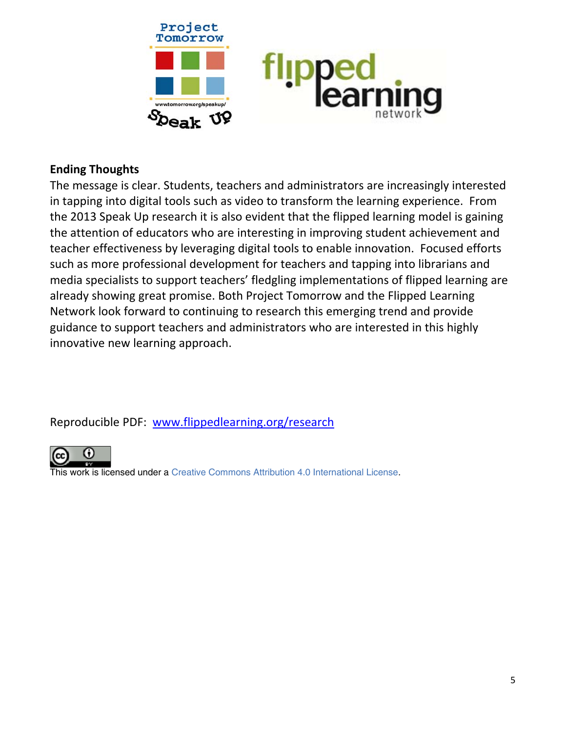## Ending Thoughts

The message is clear. Students, teachers and administrators are increasingly interested in tapping into digital tools such as video to transform the learning experience. From the 2013 Speak Up research it is also evident that the flipped learning model is gaining the attention of educators who are interesting in improving student achievement and teacher effectiveness by leveraging digital tools to enable innovation. Focused efforts such as more professional development for teachers and tapping into librarians and media specialists to support teachers' fledgling implementations of flipped learning are already showing great promise. Both Project Tomorrow and the Flipped Learning Network look forward to continuing to research this emerging trend and provide guidance to support teachers and administrators who are interested in this highly innovative new learning approach.

Reproducible PDF: [www.flippedlearning.org/research](www.flippedlearning.org/research)

This work is licensed under a Creative Commons Attribution 4.0 International License.